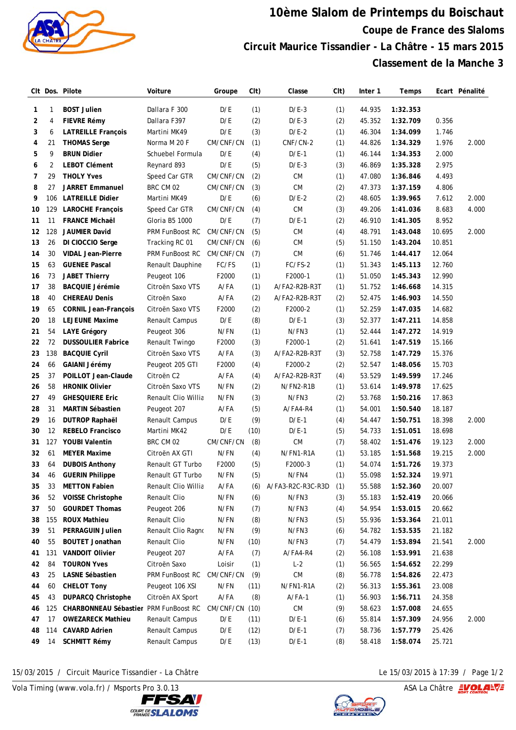# 10ème Slalom de Printemps du Boischaut

## Coupe de France des Slaloms

## Circuit Maurice Tissandier - La Châtre - 15 mars 2015

## Classement de la Manche 3

| Clt | Dos. | Pilote | Voiture | Groupe | Clt) | Classe | Clt) | Inter 1 | Temps | Ecart | Pénalité |
|---|---|---|---|---|---|---|---|---|---|---|---|
| 1 | 1 | **BOST Julien** | Dallara F 300 | D/E | (1) | D/E-3 | (1) | 44.935 | **1:32.353** | | |
| 2 | 4 | **FIEVRE Rémy** | Dallara F397 | D/E | (2) | D/E-3 | (2) | 45.352 | **1:32.709** | 0.356 | |
| 3 | 6 | **LATREILLE François** | Martini MK49 | D/E | (3) | D/E-2 | (1) | 46.304 | **1:34.099** | 1.746 | |
| 4 | 21 | **THOMAS Serge** | Norma M 20 F | CM/CNF/CN | (1) | CNF/CN-2 | (1) | 44.826 | **1:34.329** | 1.976 | 2.000 |
| 5 | 9 | **BRUN Didier** | Schuebel Formula | D/E | (4) | D/E-1 | (1) | 46.144 | **1:34.353** | 2.000 | |
| 6 | 2 | **LEBOT Clément** | Reynard 893 | D/E | (5) | D/E-3 | (3) | 46.869 | **1:35.328** | 2.975 | |
| 7 | 29 | **THOLY Yves** | Speed Car GTR | CM/CNF/CN | (2) | CM | (1) | 47.080 | **1:36.846** | 4.493 | |
| 8 | 27 | **JARRET Emmanuel** | BRC CM 02 | CM/CNF/CN | (3) | CM | (2) | 47.373 | **1:37.159** | 4.806 | |
| 9 | 106 | **LATREILLE Didier** | Martini MK49 | D/E | (6) | D/E-2 | (2) | 48.605 | **1:39.965** | 7.612 | 2.000 |
| 10 | 129 | **LAROCHE François** | Speed Car GTR | CM/CNF/CN | (4) | CM | (3) | 49.206 | **1:41.036** | 8.683 | 4.000 |
| 11 | 11 | **FRANCE Michaël** | Gloria B5 1000 | D/E | (7) | D/E-1 | (2) | 46.910 | **1:41.305** | 8.952 | |
| 12 | 128 | **JAUMIER David** | PRM FunBoost RC | CM/CNF/CN | (5) | CM | (4) | 48.791 | **1:43.048** | 10.695 | 2.000 |
| 13 | 26 | **DI CIOCCIO Serge** | Tracking RC 01 | CM/CNF/CN | (6) | CM | (5) | 51.150 | **1:43.204** | 10.851 | |
| 14 | 30 | **VIDAL Jean-Pierre** | PRM FunBoost RC | CM/CNF/CN | (7) | CM | (6) | 51.746 | **1:44.417** | 12.064 | |
| 15 | 63 | **GUENEE Pascal** | Renault Dauphine | FC/FS | (1) | FC/FS-2 | (1) | 51.343 | **1:45.113** | 12.760 | |
| 16 | 73 | **JABET Thierry** | Peugeot 106 | F2000 | (1) | F2000-1 | (1) | 51.050 | **1:45.343** | 12.990 | |
| 17 | 38 | **BACQUIE Jérémie** | Citroën Saxo VTS | A/FA | (1) | A/FA2-R2B-R3T | (1) | 51.752 | **1:46.668** | 14.315 | |
| 18 | 40 | **CHEREAU Denis** | Citroën Saxo | A/FA | (2) | A/FA2-R2B-R3T | (2) | 52.475 | **1:46.903** | 14.550 | |
| 19 | 65 | **CORNIL Jean-François** | Citroën Saxo VTS | F2000 | (2) | F2000-2 | (1) | 52.259 | **1:47.035** | 14.682 | |
| 20 | 18 | **LEJEUNE Maxime** | Renault Campus | D/E | (8) | D/E-1 | (3) | 52.377 | **1:47.211** | 14.858 | |
| 21 | 54 | **LAYE Grégory** | Peugeot 306 | N/FN | (1) | N/FN3 | (1) | 52.444 | **1:47.272** | 14.919 | |
| 22 | 72 | **DUSSOULIER Fabrice** | Renault Twingo | F2000 | (3) | F2000-1 | (2) | 51.641 | **1:47.519** | 15.166 | |
| 23 | 138 | **BACQUIE Cyril** | Citroën Saxo VTS | A/FA | (3) | A/FA2-R2B-R3T | (3) | 52.758 | **1:47.729** | 15.376 | |
| 24 | 66 | **GAIANI Jérémy** | Peugeot 205 GTI | F2000 | (4) | F2000-2 | (2) | 52.547 | **1:48.056** | 15.703 | |
| 25 | 37 | **POILLOT Jean-Claude** | Citroën C2 | A/FA | (4) | A/FA2-R2B-R3T | (4) | 53.529 | **1:49.599** | 17.246 | |
| 26 | 58 | **HRONIK Olivier** | Citroën Saxo VTS | N/FN | (2) | N/FN2-R1B | (1) | 53.614 | **1:49.978** | 17.625 | |
| 27 | 49 | **GHESQUIERE Eric** | Renault Clio Willia | N/FN | (3) | N/FN3 | (2) | 53.768 | **1:50.216** | 17.863 | |
| 28 | 31 | **MARTIN Sébastien** | Peugeot 207 | A/FA | (5) | A/FA4-R4 | (1) | 54.001 | **1:50.540** | 18.187 | |
| 29 | 16 | **DUTROP Raphaël** | Renault Campus | D/E | (9) | D/E-1 | (4) | 54.447 | **1:50.751** | 18.398 | 2.000 |
| 30 | 12 | **REBELO Francisco** | Martini MK42 | D/E | (10) | D/E-1 | (5) | 54.733 | **1:51.051** | 18.698 | |
| 31 | 127 | **YOUBI Valentin** | BRC CM 02 | CM/CNF/CN | (8) | CM | (7) | 58.402 | **1:51.476** | 19.123 | 2.000 |
| 32 | 61 | **MEYER Maxime** | Citroën AX GTI | N/FN | (4) | N/FN1-R1A | (1) | 53.185 | **1:51.568** | 19.215 | 2.000 |
| 33 | 64 | **DUBOIS Anthony** | Renault GT Turbo | F2000 | (5) | F2000-3 | (1) | 54.074 | **1:51.726** | 19.373 | |
| 34 | 46 | **GUERIN Philippe** | Renault GT Turbo | N/FN | (5) | N/FN4 | (1) | 55.098 | **1:52.324** | 19.971 | |
| 35 | 33 | **METTON Fabien** | Renault Clio Willia | A/FA | (6) | A/FA3-R2C-R3C-R3D | (1) | 55.588 | **1:52.360** | 20.007 | |
| 36 | 52 | **VOISSE Christophe** | Renault Clio | N/FN | (6) | N/FN3 | (3) | 55.183 | **1:52.419** | 20.066 | |
| 37 | 50 | **GOURDET Thomas** | Peugeot 206 | N/FN | (7) | N/FN3 | (4) | 54.954 | **1:53.015** | 20.662 | |
| 38 | 155 | **ROUX Mathieu** | Renault Clio | N/FN | (8) | N/FN3 | (5) | 55.936 | **1:53.364** | 21.011 | |
| 39 | 51 | **PERRAGUIN Julien** | Renault Clio Ragnc | N/FN | (9) | N/FN3 | (6) | 54.782 | **1:53.535** | 21.182 | |
| 40 | 55 | **BOUTET Jonathan** | Renault Clio | N/FN | (10) | N/FN3 | (7) | 54.479 | **1:53.894** | 21.541 | 2.000 |
| 41 | 131 | **VANDOIT Olivier** | Peugeot 207 | A/FA | (7) | A/FA4-R4 | (2) | 56.108 | **1:53.991** | 21.638 | |
| 42 | 84 | **TOURON Yves** | Citroën Saxo | Loisir | (1) | L-2 | (1) | 56.565 | **1:54.652** | 22.299 | |
| 43 | 25 | **LASNE Sébastien** | PRM FunBoost RC | CM/CNF/CN | (9) | CM | (8) | 56.778 | **1:54.826** | 22.473 | |
| 44 | 60 | **CHELOT Tony** | Peugeot 106 XSI | N/FN | (11) | N/FN1-R1A | (2) | 56.313 | **1:55.361** | 23.008 | |
| 45 | 43 | **DUPARCQ Christophe** | Citroën AX Sport | A/FA | (8) | A/FA-1 | (1) | 56.903 | **1:56.711** | 24.358 | |
| 46 | 125 | **CHARBONNEAU Sébastien** | PRM FunBoost RC | CM/CNF/CN | (10) | CM | (9) | 58.623 | **1:57.008** | 24.655 | |
| 47 | 17 | **OWEZARECK Mathieu** | Renault Campus | D/E | (11) | D/E-1 | (6) | 55.814 | **1:57.309** | 24.956 | 2.000 |
| 48 | 114 | **CAVARD Adrien** | Renault Campus | D/E | (12) | D/E-1 | (7) | 58.736 | **1:57.779** | 25.426 | |
| 49 | 14 | **SCHMITT Rémy** | Renault Campus | D/E | (13) | D/E-1 | (8) | 58.418 | **1:58.074** | 25.721 | |

15/03/2015 / Circuit Maurice Tissandier - La Châtre — Le 15/03/2015 à 17:39

Vola Timing (www.vola.fr) / Msports Pro 3.0.13 — ASA La Châtre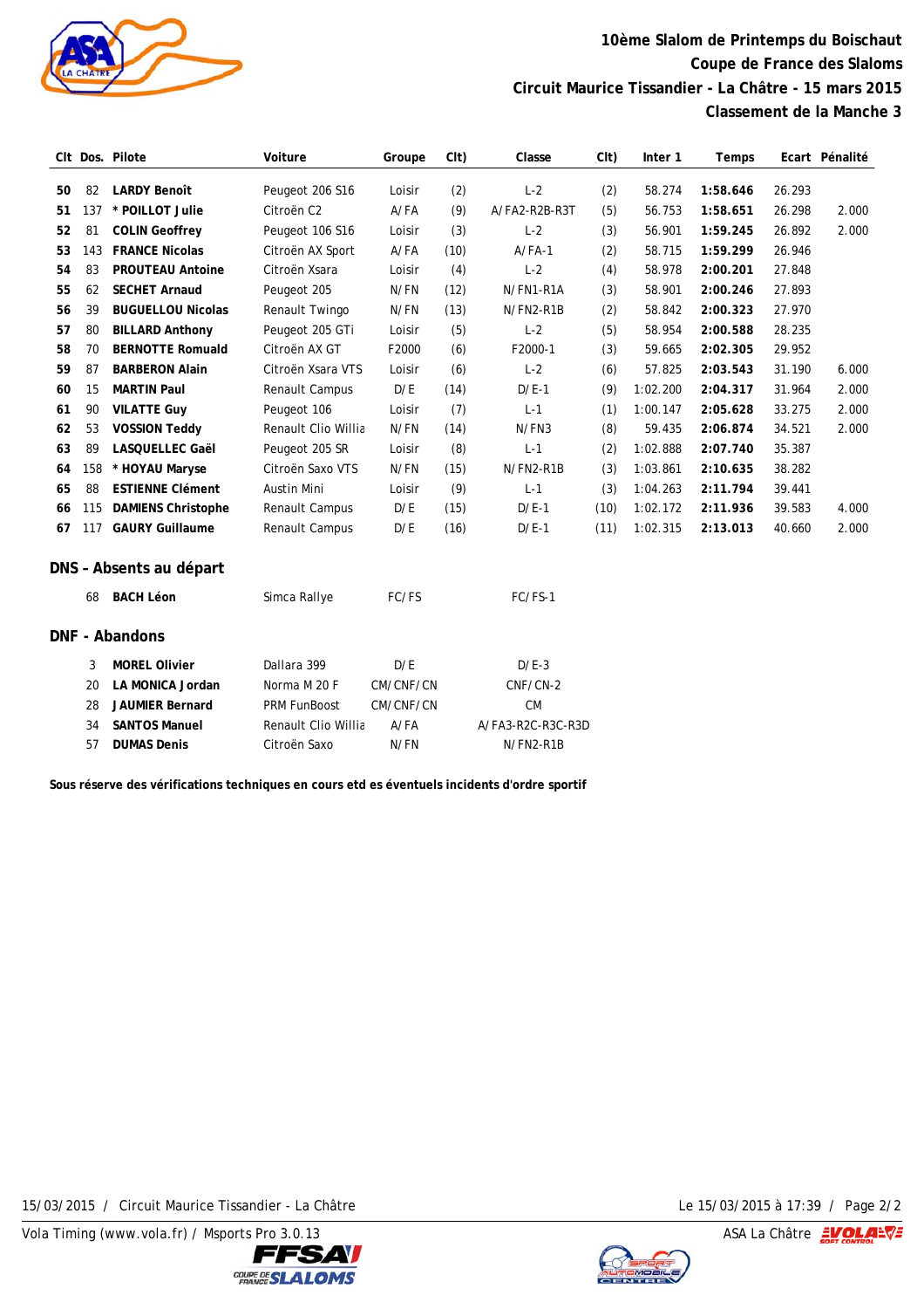# 10ème Slalom de Printemps du Boischaut
## Coupe de France des Slaloms
## Circuit Maurice Tissandier - La Châtre - 15 mars 2015
## Classement de la Manche 3

| Clt | Dos. | Pilote | Voiture | Groupe | Clt) | Classe | Clt) | Inter 1 | Temps | Ecart | Pénalité |
|---|---|---|---|---|---|---|---|---|---|---|---|
| **50** | 82 | **LARDY Benoît** | Peugeot 206 S16 | Loisir | (2) | L-2 | (2) | 58.274 | **1:58.646** | 26.293 | |
| **51** | 137 | **\* POILLOT Julie** | Citroën C2 | A/FA | (9) | A/FA2-R2B-R3T | (5) | 56.753 | **1:58.651** | 26.298 | 2.000 |
| **52** | 81 | **COLIN Geoffrey** | Peugeot 106 S16 | Loisir | (3) | L-2 | (3) | 56.901 | **1:59.245** | 26.892 | 2.000 |
| **53** | 143 | **FRANCE Nicolas** | Citroën AX Sport | A/FA | (10) | A/FA-1 | (2) | 58.715 | **1:59.299** | 26.946 | |
| **54** | 83 | **PROUTEAU Antoine** | Citroën Xsara | Loisir | (4) | L-2 | (4) | 58.978 | **2:00.201** | 27.848 | |
| **55** | 62 | **SECHET Arnaud** | Peugeot 205 | N/FN | (12) | N/FN1-R1A | (3) | 58.901 | **2:00.246** | 27.893 | |
| **56** | 39 | **BUGUELLOU Nicolas** | Renault Twingo | N/FN | (13) | N/FN2-R1B | (2) | 58.842 | **2:00.323** | 27.970 | |
| **57** | 80 | **BILLARD Anthony** | Peugeot 205 GTi | Loisir | (5) | L-2 | (5) | 58.954 | **2:00.588** | 28.235 | |
| **58** | 70 | **BERNOTTE Romuald** | Citroën AX GT | F2000 | (6) | F2000-1 | (3) | 59.665 | **2:02.305** | 29.952 | |
| **59** | 87 | **BARBERON Alain** | Citroën Xsara VTS | Loisir | (6) | L-2 | (6) | 57.825 | **2:03.543** | 31.190 | 6.000 |
| **60** | 15 | **MARTIN Paul** | Renault Campus | D/E | (14) | D/E-1 | (9) | 1:02.200 | **2:04.317** | 31.964 | 2.000 |
| **61** | 90 | **VILATTE Guy** | Peugeot 106 | Loisir | (7) | L-1 | (1) | 1:00.147 | **2:05.628** | 33.275 | 2.000 |
| **62** | 53 | **VOSSION Teddy** | Renault Clio Willia | N/FN | (14) | N/FN3 | (8) | 59.435 | **2:06.874** | 34.521 | 2.000 |
| **63** | 89 | **LASQUELLEC Gaël** | Peugeot 205 SR | Loisir | (8) | L-1 | (2) | 1:02.888 | **2:07.740** | 35.387 | |
| **64** | 158 | **\* HOYAU Maryse** | Citroën Saxo VTS | N/FN | (15) | N/FN2-R1B | (3) | 1:03.861 | **2:10.635** | 38.282 | |
| **65** | 88 | **ESTIENNE Clément** | Austin Mini | Loisir | (9) | L-1 | (3) | 1:04.263 | **2:11.794** | 39.441 | |
| **66** | 115 | **DAMIENS Christophe** | Renault Campus | D/E | (15) | D/E-1 | (10) | 1:02.172 | **2:11.936** | 39.583 | 4.000 |
| **67** | 117 | **GAURY Guillaume** | Renault Campus | D/E | (16) | D/E-1 | (11) | 1:02.315 | **2:13.013** | 40.660 | 2.000 |

## DNS – Absents au départ

| Dos. | Pilote | Voiture | Groupe | Classe |
|---|---|---|---|---|
| 68 | **BACH Léon** | Simca Rallye | FC/FS | FC/FS-1 |

## DNF - Abandons

| Dos. | Pilote | Voiture | Groupe | Classe |
|---|---|---|---|---|
| 3 | **MOREL Olivier** | Dallara 399 | D/E | D/E-3 |
| 20 | **LA MONICA Jordan** | Norma M 20 F | CM/CNF/CN | CNF/CN-2 |
| 28 | **JAUMIER Bernard** | PRM FunBoost | CM/CNF/CN | CM |
| 34 | **SANTOS Manuel** | Renault Clio Willia | A/FA | A/FA3-R2C-R3C-R3D |
| 57 | **DUMAS Denis** | Citroën Saxo | N/FN | N/FN2-R1B |

**Sous réserve des vérifications techniques en cours etd es éventuels incidents d'ordre sportif**

15/03/2015 / Circuit Maurice Tissandier - La Châtre

Le 15/03/2015 à 17:39

Vola Timing (www.vola.fr) / Msports Pro 3.0.13

ASA La Châtre